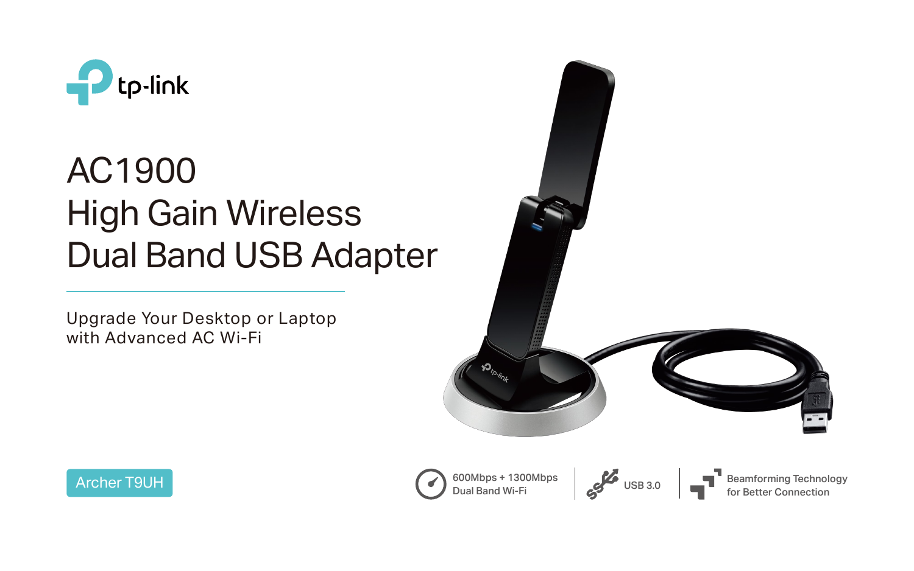tp-link

# AC1900 High Gain Wireless Dual Band USB Adapter

Upgrade Your Desktop or Laptop
with Advanced AC Wi-Fi

Archer T9UH

600Mbps + 1300Mbps
Dual Band Wi-Fi

USB 3.0

Beamforming Technology
for Better Connection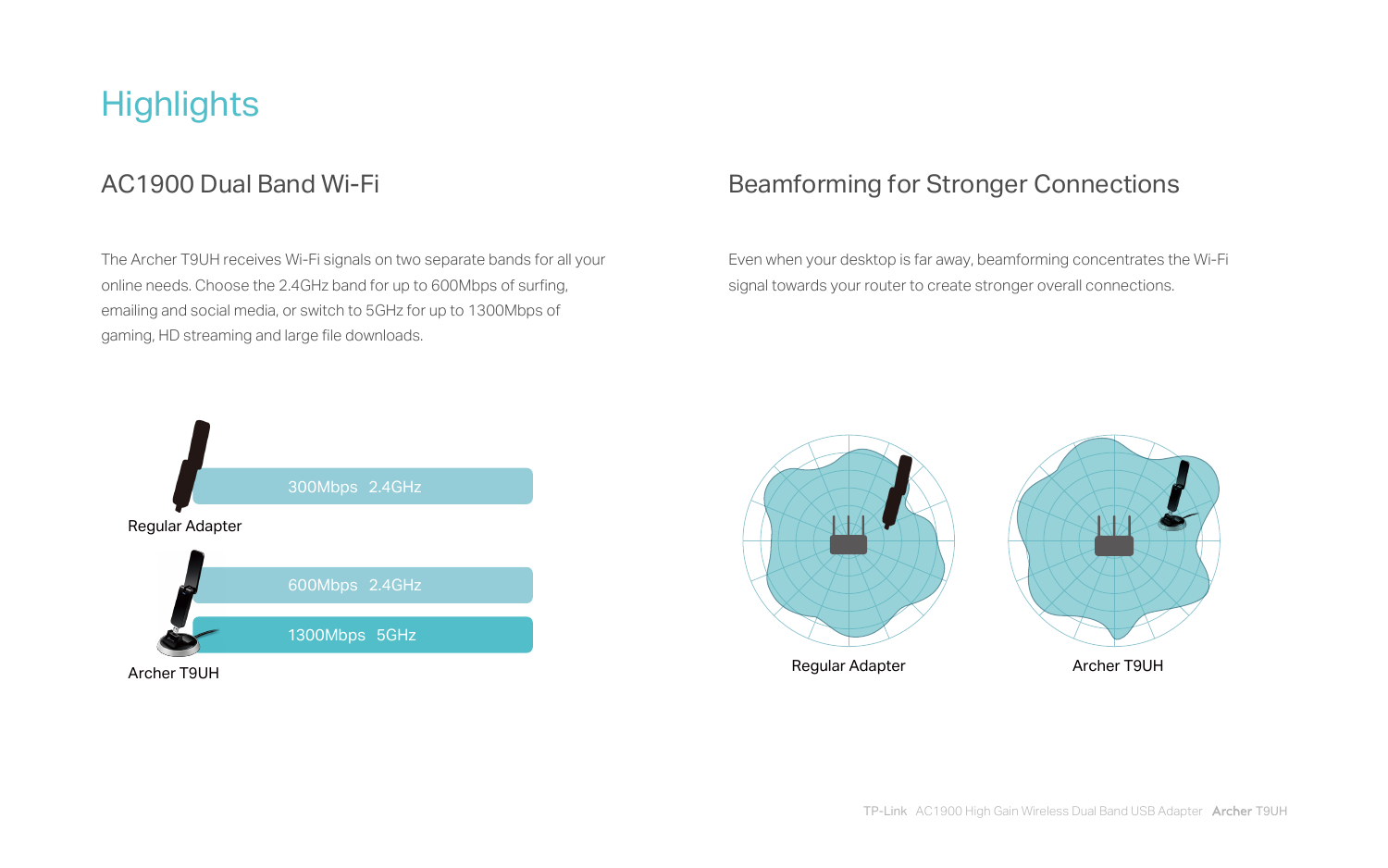# Highlights

## AC1900 Dual Band Wi-Fi

The Archer T9UH receives Wi-Fi signals on two separate bands for all your online needs. Choose the 2.4GHz band for up to 600Mbps of surfing, emailing and social media, or switch to 5GHz for up to 1300Mbps of gaming, HD streaming and large file downloads.

300Mbps 2.4GHz

Regular Adapter

600Mbps 2.4GHz

1300Mbps 5GHz

Archer T9UH

## Beamforming for Stronger Connections

Even when your desktop is far away, beamforming concentrates the Wi-Fi signal towards your router to create stronger overall connections.

Regular Adapter

Archer T9UH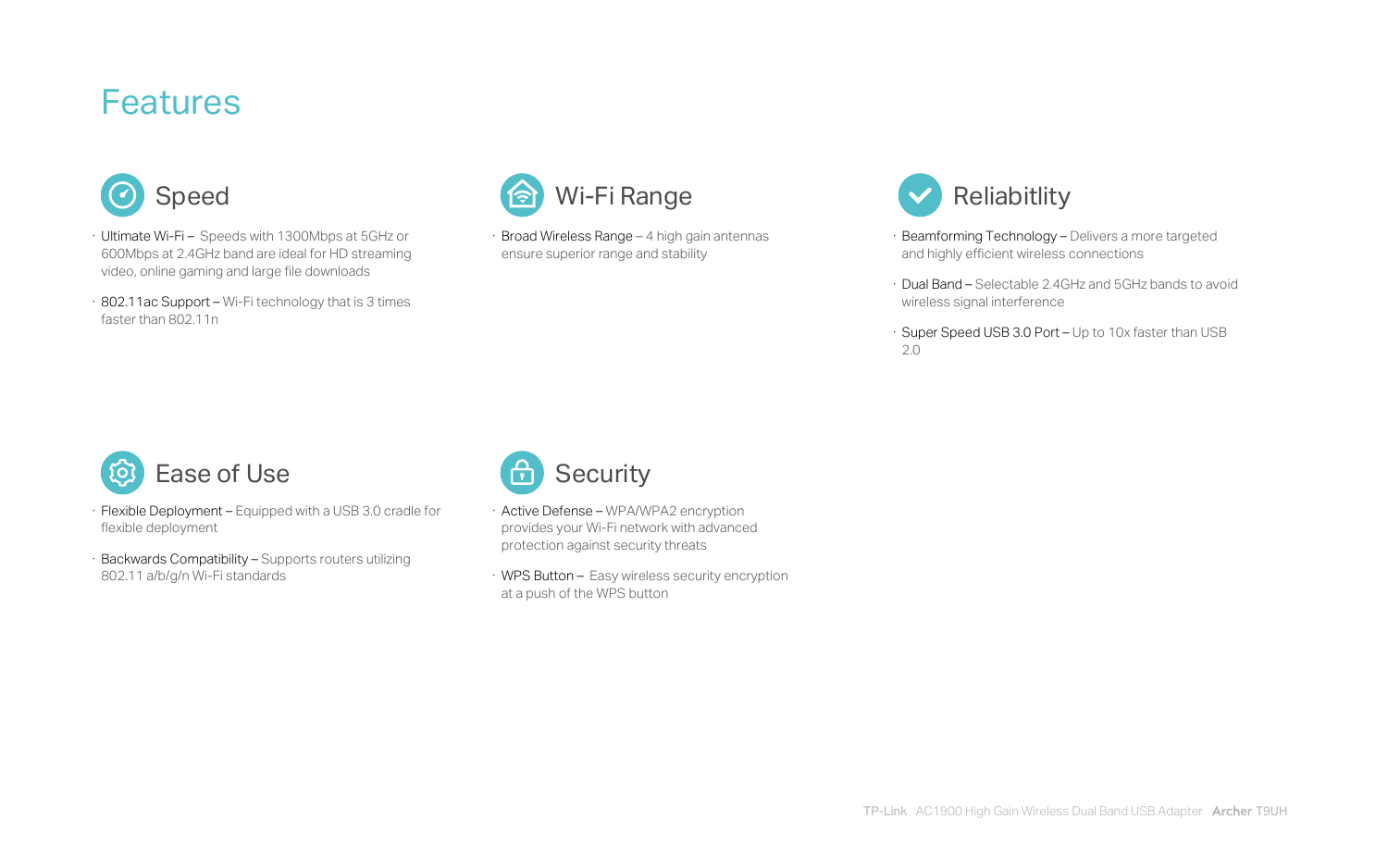# Features

## Speed

- Ultimate Wi-Fi – Speeds with 1300Mbps at 5GHz or 600Mbps at 2.4GHz band are ideal for HD streaming video, online gaming and large file downloads
- 802.11ac Support – Wi-Fi technology that is 3 times faster than 802.11n

## Wi-Fi Range

- Broad Wireless Range – 4 high gain antennas ensure superior range and stability

## Reliabitlity

- Beamforming Technology – Delivers a more targeted and highly efficient wireless connections
- Dual Band – Selectable 2.4GHz and 5GHz bands to avoid wireless signal interference
- Super Speed USB 3.0 Port – Up to 10x faster than USB 2.0

## Ease of Use

- Flexible Deployment – Equipped with a USB 3.0 cradle for flexible deployment
- Backwards Compatibility – Supports routers utilizing 802.11 a/b/g/n Wi-Fi standards

## Security

- Active Defense – WPA/WPA2 encryption provides your Wi-Fi network with advanced protection against security threats
- WPS Button – Easy wireless security encryption at a push of the WPS button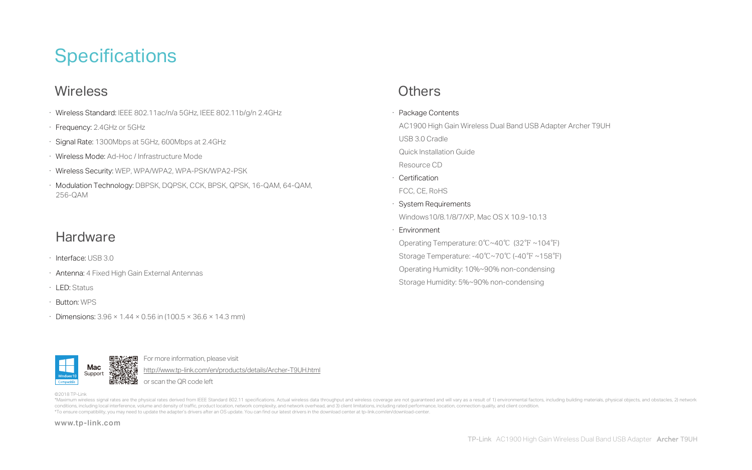# Specifications

## Wireless

- Wireless Standard: IEEE 802.11ac/n/a 5GHz, IEEE 802.11b/g/n 2.4GHz
- Frequency: 2.4GHz or 5GHz
- Signal Rate: 1300Mbps at 5GHz, 600Mbps at 2.4GHz
- Wireless Mode: Ad-Hoc / Infrastructure Mode
- Wireless Security: WEP, WPA/WPA2, WPA-PSK/WPA2-PSK
- Modulation Technology: DBPSK, DQPSK, CCK, BPSK, QPSK, 16-QAM, 64-QAM, 256-QAM

## Hardware

- Interface: USB 3.0
- Antenna: 4 Fixed High Gain External Antennas
- LED: Status
- Button: WPS
- Dimensions: 3.96 × 1.44 × 0.56 in (100.5 × 36.6 × 14.3 mm)

## Others

- Package Contents
  AC1900 High Gain Wireless Dual Band USB Adapter Archer T9UH
  USB 3.0 Cradle
  Quick Installation Guide
  Resource CD
- Certification
  FCC, CE, RoHS
- System Requirements
  Windows10/8.1/8/7/XP, Mac OS X 10.9-10.13
- Environment
  Operating Temperature: 0℃~40℃ (32℉ ~104℉)
  Storage Temperature: -40℃~70℃ (-40℉ ~158℉)
  Operating Humidity: 10%~90% non-condensing
  Storage Humidity: 5%~90% non-condensing

Windows10 Compatible

Mac Support

For more information, please visit
http://www.tp-link.com/en/products/details/Archer-T9UH.html
or scan the QR code left

©2018 TP-Link

*Maximum wireless signal rates are the physical rates derived from IEEE Standard 802.11 specifications. Actual wireless data throughput and wireless coverage are not guaranteed and will vary as a result of 1) environmental factors, including building materials, physical objects, and obstacles, 2) network conditions, including local interference, volume and density of traffic, product location, network complexity, and network overhead, and 3) client limitations, including rated performance, location, connection quality, and client condition.

*To ensure compatibility, you may need to update the adapter's drivers after an OS update. You can find our latest drivers in the download center at tp-link.com/en/download-center.

www.tp-link.com